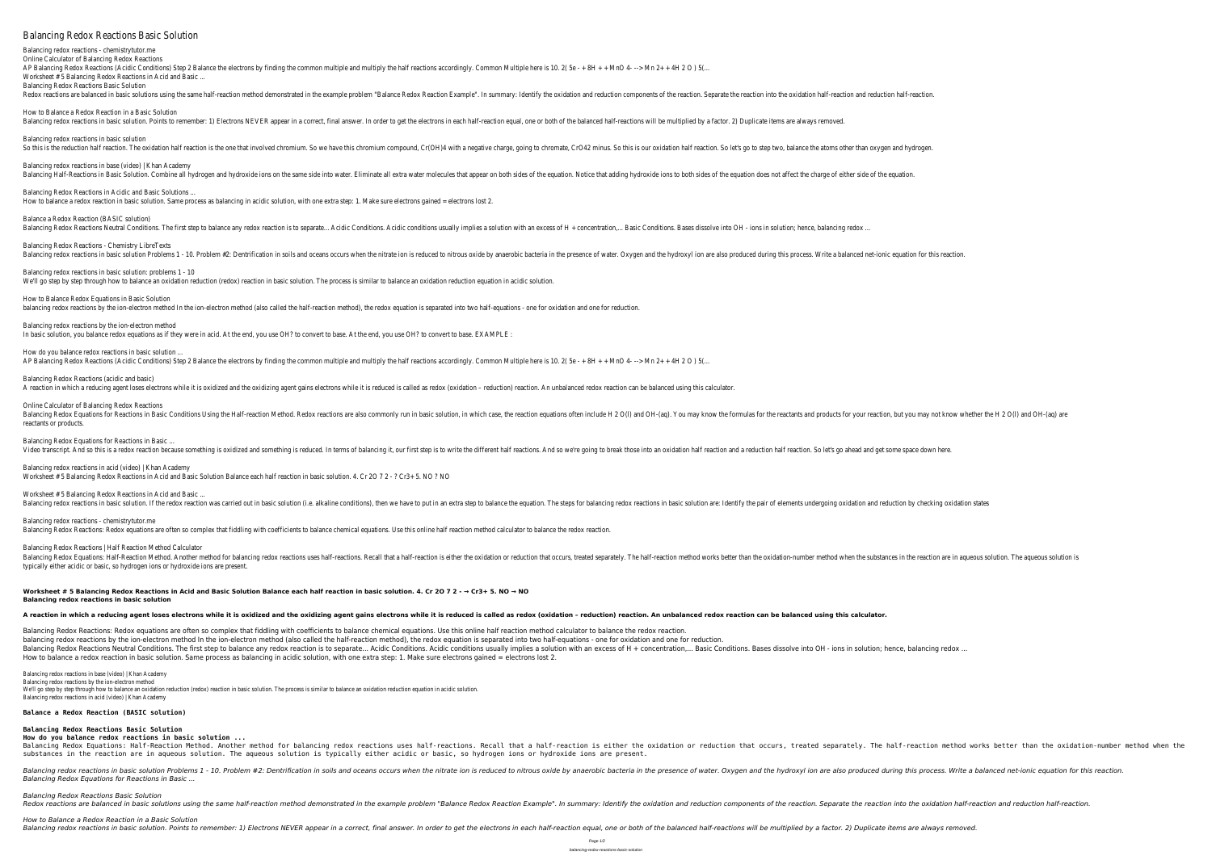# Balancing Redox Reactions Basic Solution

Balancing redox reactions - chemistrytutor.me
Online Calculator of Balancing Redox Reactions
AP Balancing Redox Reactions (Acidic Conditions) Step 2 Balance the electrons by finding the common multiple and multiply the half reactions accordingly. Common Multiple here is 10. 2( 5e - + 8H + + MnO 4- --> Mn 2+ + 4H 2 O ) 5(...
Worksheet # 5 Balancing Redox Reactions in Acid and Basic ...
Balancing Redox Reactions Basic Solution
Redox reactions are balanced in basic solutions using the same half-reaction method demonstrated in the example problem "Balance Redox Reaction Example". In summary: Identify the oxidation and reduction components of the reaction. Separate the reaction into the oxidation half-reaction and reduction half-reaction.

How to Balance a Redox Reaction in a Basic Solution
Balancing redox reactions in basic solution. Points to remember: 1) Electrons NEVER appear in a correct, final answer. In order to get the electrons in each half-reaction equal, one or both of the balanced half-reactions will be multiplied by a factor. 2) Duplicate items are always removed.

Balancing redox reactions in basic solution
So this is the reduction half reaction. The oxidation half reaction is the one that involved chromium. So we have this chromium compound, Cr(OH)4 with a negative charge, going to chromate, CrO42 minus. So this is our oxidation half reaction. So let's go to step two, balance the atoms other than oxygen and hydrogen.

Balancing redox reactions in base (video) | Khan Academy
Balancing Half-Reactions in Basic Solution. Combine all hydrogen and hydroxide ions on the same side into water. Eliminate all extra water molecules that appear on both sides of the equation. Notice that adding hydroxide ions to both sides of the equation does not affect the charge of either side of the equation.

Balancing Redox Reactions in Acidic and Basic Solutions ...
How to balance a redox reaction in basic solution. Same process as balancing in acidic solution, with one extra step: 1. Make sure electrons gained = electrons lost 2.

Balance a Redox Reaction (BASIC solution)
Balancing Redox Reactions Neutral Conditions. The first step to balance any redox reaction is to separate... Acidic Conditions. Acidic conditions usually implies a solution with an excess of H + concentration,... Basic Conditions. Bases dissolve into OH - ions in solution; hence, balancing redox ...

Balancing Redox Reactions - Chemistry LibreTexts
Balancing redox reactions in basic solution Problems 1 - 10. Problem #2: Dentrification in soils and oceans occurs when the nitrate ion is reduced to nitrous oxide by anaerobic bacteria in the presence of water. Oxygen and the hydroxyl ion are also produced during this process. Write a balanced net-ionic equation for this reaction.

Balancing redox reactions in basic solution: problems 1 - 10
We'll go step by step through how to balance an oxidation reduction (redox) reaction in basic solution. The process is similar to balance an oxidation reduction equation in acidic solution.

How to Balance Redox Equations in Basic Solution
balancing redox reactions by the ion-electron method In the ion-electron method (also called the half-reaction method), the redox equation is separated into two half-equations - one for oxidation and one for reduction.

Balancing redox reactions by the ion-electron method
In basic solution, you balance redox equations as if they were in acid. At the end, you use OH? to convert to base. At the end, you use OH? to convert to base. EXAMPLE :

How do you balance redox reactions in basic solution ...
AP Balancing Redox Reactions (Acidic Conditions) Step 2 Balance the electrons by finding the common multiple and multiply the half reactions accordingly. Common Multiple here is 10. 2( 5e - + 8H + + MnO 4- --> Mn 2+ + 4H 2 O ) 5(...

Balancing Redox Reactions (acidic and basic)
A reaction in which a reducing agent loses electrons while it is oxidized and the oxidizing agent gains electrons while it is reduced is called as redox (oxidation – reduction) reaction. An unbalanced redox reaction can be balanced using this calculator.

Online Calculator of Balancing Redox Reactions
Balancing Redox Equations for Reactions in Basic Conditions Using the Half-reaction Method. Redox reactions are also commonly run in basic solution, in which case, the reaction equations often include H 2 O(l) and OH-(aq). You may know the formulas for the reactants and products for your reaction, but you may not know whether the H 2 O(l) and OH-(aq) are reactants or products.

Balancing Redox Equations for Reactions in Basic ...
Video transcript. And so this is a redox reaction because something is oxidized and something is reduced. In terms of balancing it, our first step is to write the different half reactions. And so we're going to break those into an oxidation half reaction and a reduction half reaction. So let's go ahead and get some space down here.

Balancing redox reactions in acid (video) | Khan Academy
Worksheet # 5 Balancing Redox Reactions in Acid and Basic Solution Balance each half reaction in basic solution. 4. Cr 2O 7 2 - ? Cr3+ 5. NO ? NO

Worksheet # 5 Balancing Redox Reactions in Acid and Basic ...
Balancing redox reactions in basic solution. If the redox reaction was carried out in basic solution (i.e. alkaline conditions), then we have to put in an extra step to balance the equation. The steps for balancing redox reactions in basic solution are: Identify the pair of elements undergoing oxidation and reduction by checking oxidation states

Balancing redox reactions - chemistrytutor.me
Balancing Redox Reactions: Redox equations are often so complex that fiddling with coefficients to balance chemical equations. Use this online half reaction method calculator to balance the redox reaction.

Balancing Redox Reactions | Half Reaction Method Calculator
Balancing Redox Equations: Half-Reaction Method. Another method for balancing redox reactions uses half-reactions. Recall that a half-reaction is either the oxidation or reduction that occurs, treated separately. The half-reaction method works better than the oxidation-number method when the substances in the reaction are in aqueous solution. The aqueous solution is typically either acidic or basic, so hydrogen ions or hydroxide ions are present.

**Worksheet # 5 Balancing Redox Reactions in Acid and Basic Solution Balance each half reaction in basic solution. 4. Cr 2O 7 2 - → Cr3+ 5. NO → NO**
**Balancing redox reactions in basic solution**

**A reaction in which a reducing agent loses electrons while it is oxidized and the oxidizing agent gains electrons while it is reduced is called as redox (oxidation – reduction) reaction. An unbalanced redox reaction can be balanced using this calculator.**

Balancing Redox Reactions: Redox equations are often so complex that fiddling with coefficients to balance chemical equations. Use this online half reaction method calculator to balance the redox reaction.
balancing redox reactions by the ion-electron method In the ion-electron method (also called the half-reaction method), the redox equation is separated into two half-equations - one for oxidation and one for reduction.
Balancing Redox Reactions Neutral Conditions. The first step to balance any redox reaction is to separate... Acidic Conditions. Acidic conditions usually implies a solution with an excess of H + concentration,... Basic Conditions. Bases dissolve into OH - ions in solution; hence, balancing redox ...
How to balance a redox reaction in basic solution. Same process as balancing in acidic solution, with one extra step: 1. Make sure electrons gained = electrons lost 2.

Balancing redox reactions in base (video) | Khan Academy
Balancing redox reactions by the ion-electron method
We'll go step by step through how to balance an oxidation reduction (redox) reaction in basic solution. The process is similar to balance an oxidation reduction equation in acidic solution.
Balancing redox reactions in acid (video) | Khan Academy

**Balance a Redox Reaction (BASIC solution)**

**Balancing Redox Reactions Basic Solution**
**How do you balance redox reactions in basic solution ...**
Balancing Redox Equations: Half-Reaction Method. Another method for balancing redox reactions uses half-reactions. Recall that a half-reaction is either the oxidation or reduction that occurs, treated separately. The half-reaction method works better than the oxidation-number method when the substances in the reaction are in aqueous solution. The aqueous solution is typically either acidic or basic, so hydrogen ions or hydroxide ions are present.

*Balancing redox reactions in basic solution Problems 1 - 10. Problem #2: Dentrification in soils and oceans occurs when the nitrate ion is reduced to nitrous oxide by anaerobic bacteria in the presence of water. Oxygen and the hydroxyl ion are also produced during this process. Write a balanced net-ionic equation for this reaction.*
*Balancing Redox Equations for Reactions in Basic ...*

*Balancing Redox Reactions Basic Solution*
*Redox reactions are balanced in basic solutions using the same half-reaction method demonstrated in the example problem "Balance Redox Reaction Example". In summary: Identify the oxidation and reduction components of the reaction. Separate the reaction into the oxidation half-reaction and reduction half-reaction.*

*How to Balance a Redox Reaction in a Basic Solution*
*Balancing redox reactions in basic solution. Points to remember: 1) Electrons NEVER appear in a correct, final answer. In order to get the electrons in each half-reaction equal, one or both of the balanced half-reactions will be multiplied by a factor. 2) Duplicate items are always removed.*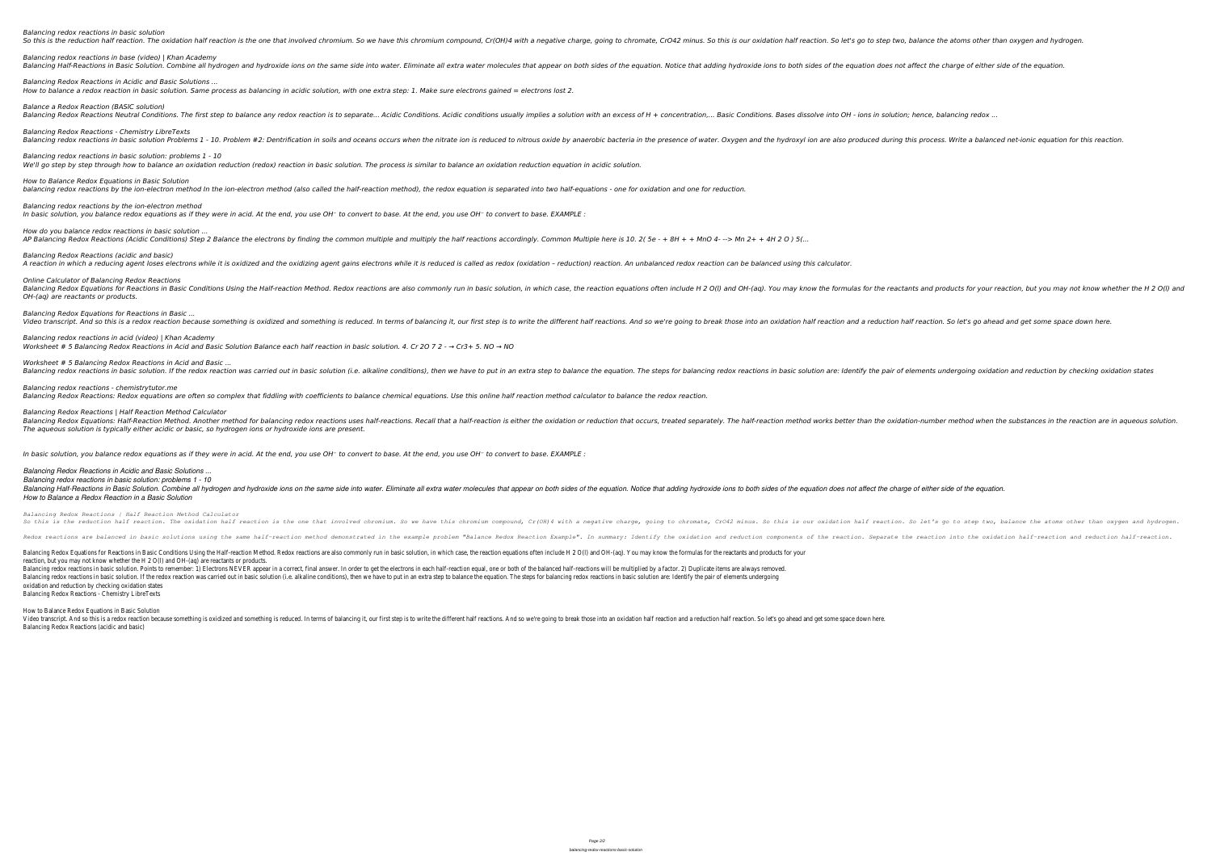*Balancing redox reactions in basic solution*

*So this is the reduction half reaction. The oxidation half reaction is the one that involved chromium. So we have this chromium compound, Cr(OH)4 with a negative charge, going to chromate, CrO42 minus. So this is our oxidation half reaction. So let's go to step two, balance the atoms other than oxygen and hydrogen.*

*Balancing redox reactions in base (video) | Khan Academy*

*Balancing Half-Reactions in Basic Solution. Combine all hydrogen and hydroxide ions on the same side into water. Eliminate all extra water molecules that appear on both sides of the equation. Notice that adding hydroxide ions to both sides of the equation does not affect the charge of either side of the equation.*

*Balancing Redox Reactions in Acidic and Basic Solutions ...*

*How to balance a redox reaction in basic solution. Same process as balancing in acidic solution, with one extra step: 1. Make sure electrons gained = electrons lost 2.*

*Balance a Redox Reaction (BASIC solution)*

*Balancing Redox Reactions Neutral Conditions. The first step to balance any redox reaction is to separate... Acidic Conditions. Acidic conditions usually implies a solution with an excess of H + concentration,... Basic Conditions. Bases dissolve into OH - ions in solution; hence, balancing redox ...*

*Balancing Redox Reactions - Chemistry LibreTexts*

*Balancing redox reactions in basic solution Problems 1 - 10. Problem #2: Dentrification in soils and oceans occurs when the nitrate ion is reduced to nitrous oxide by anaerobic bacteria in the presence of water. Oxygen and the hydroxyl ion are also produced during this process. Write a balanced net-ionic equation for this reaction.*

*Balancing redox reactions in basic solution: problems 1 - 10*

*We'll go step by step through how to balance an oxidation reduction (redox) reaction in basic solution. The process is similar to balance an oxidation reduction equation in acidic solution.*

*How to Balance Redox Equations in Basic Solution*

*balancing redox reactions by the ion-electron method In the ion-electron method (also called the half-reaction method), the redox equation is separated into two half-equations - one for oxidation and one for reduction.*

*Balancing redox reactions by the ion-electron method*

*In basic solution, you balance redox equations as if they were in acid. At the end, you use OH⁻ to convert to base. At the end, you use OH⁻ to convert to base. EXAMPLE :*

*How do you balance redox reactions in basic solution ...*

*AP Balancing Redox Reactions (Acidic Conditions) Step 2 Balance the electrons by finding the common multiple and multiply the half reactions accordingly. Common Multiple here is 10. 2( 5e - + 8H + + MnO 4- --> Mn 2+ + 4H 2 O ) 5(...*

*Balancing Redox Reactions (acidic and basic)*

*A reaction in which a reducing agent loses electrons while it is oxidized and the oxidizing agent gains electrons while it is reduced is called as redox (oxidation – reduction) reaction. An unbalanced redox reaction can be balanced using this calculator.*

*Online Calculator of Balancing Redox Reactions*

*Balancing Redox Equations for Reactions in Basic Conditions Using the Half-reaction Method. Redox reactions are also commonly run in basic solution, in which case, the reaction equations often include H 2 O(l) and OH-(aq). You may know the formulas for the reactants and products for your reaction, but you may not know whether the H 2 O(l) and OH-(aq) are reactants or products.*

*Balancing Redox Equations for Reactions in Basic ...*

*Video transcript. And so this is a redox reaction because something is oxidized and something is reduced. In terms of balancing it, our first step is to write the different half reactions. And so we're going to break those into an oxidation half reaction and a reduction half reaction. So let's go ahead and get some space down here.*

*Balancing redox reactions in acid (video) | Khan Academy*

*Worksheet # 5 Balancing Redox Reactions in Acid and Basic Solution Balance each half reaction in basic solution. 4. Cr 2O 7 2 - → Cr3+ 5. NO → NO*

*Worksheet # 5 Balancing Redox Reactions in Acid and Basic ...*

*Balancing redox reactions in basic solution. If the redox reaction was carried out in basic solution (i.e. alkaline conditions), then we have to put in an extra step to balance the equation. The steps for balancing redox reactions in basic solution are: Identify the pair of elements undergoing oxidation and reduction by checking oxidation states*

*Balancing redox reactions - chemistrytutor.me*

*Balancing Redox Reactions: Redox equations are often so complex that fiddling with coefficients to balance chemical equations. Use this online half reaction method calculator to balance the redox reaction.*

*Balancing Redox Reactions | Half Reaction Method Calculator*

*Balancing Redox Equations: Half-Reaction Method. Another method for balancing redox reactions uses half-reactions. Recall that a half-reaction is either the oxidation or reduction that occurs, treated separately. The half-reaction method works better than the oxidation-number method when the substances in the reaction are in aqueous solution. The aqueous solution is typically either acidic or basic, so hydrogen ions or hydroxide ions are present.*

*In basic solution, you balance redox equations as if they were in acid. At the end, you use OH⁻ to convert to base. At the end, you use OH⁻ to convert to base. EXAMPLE :*

*Balancing Redox Reactions in Acidic and Basic Solutions ...*
*Balancing redox reactions in basic solution: problems 1 - 10*
*Balancing Half-Reactions in Basic Solution. Combine all hydrogen and hydroxide ions on the same side into water. Eliminate all extra water molecules that appear on both sides of the equation. Notice that adding hydroxide ions to both sides of the equation does not affect the charge of either side of the equation.*
*How to Balance a Redox Reaction in a Basic Solution*

*Balancing Redox Reactions | Half Reaction Method Calculator*

*So this is the reduction half reaction. The oxidation half reaction is the one that involved chromium. So we have this chromium compound, Cr(OH)4 with a negative charge, going to chromate, CrO42 minus. So this is our oxidation half reaction. So let's go to step two, balance the atoms other than oxygen and hydrogen.*

*Redox reactions are balanced in basic solutions using the same half-reaction method demonstrated in the example problem "Balance Redox Reaction Example". In summary: Identify the oxidation and reduction components of the reaction. Separate the reaction into the oxidation half-reaction and reduction half-reaction.*

Balancing Redox Equations for Reactions in Basic Conditions Using the Half-reaction Method. Redox reactions are also commonly run in basic solution, in which case, the reaction equations often include H 2 O(l) and OH-(aq). You may know the formulas for the reactants and products for your reaction, but you may not know whether the H 2 O(l) and OH-(aq) are reactants or products.

Balancing redox reactions in basic solution. Points to remember: 1) Electrons NEVER appear in a correct, final answer. In order to get the electrons in each half-reaction equal, one or both of the balanced half-reactions will be multiplied by a factor. 2) Duplicate items are always removed.

Balancing redox reactions in basic solution. If the redox reaction was carried out in basic solution (i.e. alkaline conditions), then we have to put in an extra step to balance the equation. The steps for balancing redox reactions in basic solution are: Identify the pair of elements undergoing oxidation and reduction by checking oxidation states

Balancing Redox Reactions - Chemistry LibreTexts

How to Balance Redox Equations in Basic Solution

Video transcript. And so this is a redox reaction because something is oxidized and something is reduced. In terms of balancing it, our first step is to write the different half reactions. And so we're going to break those into an oxidation half reaction and a reduction half reaction. So let's go ahead and get some space down here.

Balancing Redox Reactions (acidic and basic)